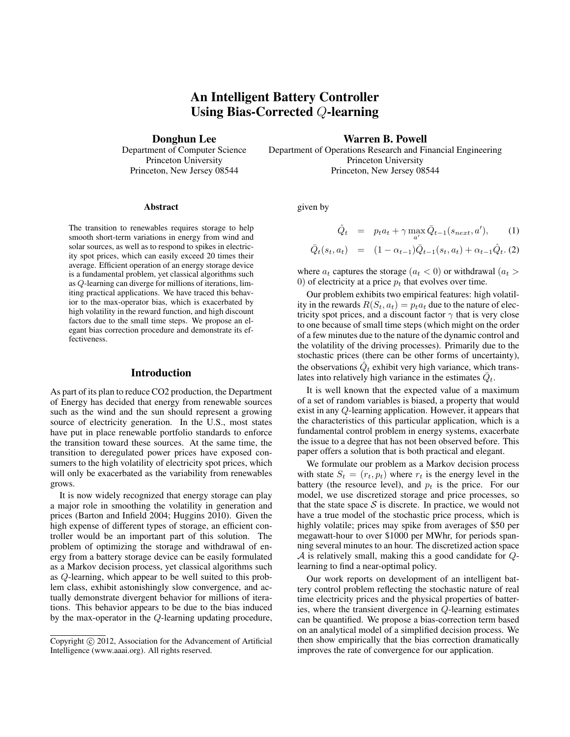# An Intelligent Battery Controller Using Bias-Corrected $Q$-learning

**Donghun Lee**
Department of Computer Science
Princeton University
Princeton, New Jersey 08544

**Warren B. Powell**
Department of Operations Research and Financial Engineering
Princeton University
Princeton, New Jersey 08544

### Abstract

The transition to renewables requires storage to help smooth short-term variations in energy from wind and solar sources, as well as to respond to spikes in electricity spot prices, which can easily exceed 20 times their average. Efficient operation of an energy storage device is a fundamental problem, yet classical algorithms such as $Q$-learning can diverge for millions of iterations, limiting practical applications. We have traced this behavior to the max-operator bias, which is exacerbated by high volatility in the reward function, and high discount factors due to the small time steps. We propose an elegant bias correction procedure and demonstrate its effectiveness.

## Introduction

As part of its plan to reduce CO2 production, the Department of Energy has decided that energy from renewable sources such as the wind and the sun should represent a growing source of electricity generation. In the U.S., most states have put in place renewable portfolio standards to enforce the transition toward these sources. At the same time, the transition to deregulated power prices have exposed consumers to the high volatility of electricity spot prices, which will only be exacerbated as the variability from renewables grows.

It is now widely recognized that energy storage can play a major role in smoothing the volatility in generation and prices (Barton and Infield 2004; Huggins 2010). Given the high expense of different types of storage, an efficient controller would be an important part of this solution. The problem of optimizing the storage and withdrawal of energy from a battery storage device can be easily formulated as a Markov decision process, yet classical algorithms such as $Q$-learning, which appear to be well suited to this problem class, exhibit astonishingly slow convergence, and actually demonstrate divergent behavior for millions of iterations. This behavior appears to be due to the bias induced by the max-operator in the $Q$-learning updating procedure, given by

$$\hat{Q}_t = p_t a_t + \gamma \max_{a'} \bar{Q}_{t-1}(s_{next}, a'), \quad (1)$$

$$\bar{Q}_t(s_t, a_t) = (1 - \alpha_{t-1})\bar{Q}_{t-1}(s_t, a_t) + \alpha_{t-1}\hat{Q}_t. \quad (2)$$

where $a_t$ captures the storage ($a_t < 0$) or withdrawal ($a_t > 0$) of electricity at a price $p_t$ that evolves over time.

Our problem exhibits two empirical features: high volatility in the rewards $R(S_t, a_t) = p_t a_t$ due to the nature of electricity spot prices, and a discount factor $\gamma$ that is very close to one because of small time steps (which might on the order of a few minutes due to the nature of the dynamic control and the volatility of the driving processes). Primarily due to the stochastic prices (there can be other forms of uncertainty), the observations $\hat{Q}_t$ exhibit very high variance, which translates into relatively high variance in the estimates $\bar{Q}_t$.

It is well known that the expected value of a maximum of a set of random variables is biased, a property that would exist in any $Q$-learning application. However, it appears that the characteristics of this particular application, which is a fundamental control problem in energy systems, exacerbate the issue to a degree that has not been observed before. This paper offers a solution that is both practical and elegant.

We formulate our problem as a Markov decision process with state $S_t = (r_t, p_t)$ where $r_t$ is the energy level in the battery (the resource level), and $p_t$ is the price. For our model, we use discretized storage and price processes, so that the state space $\mathcal{S}$ is discrete. In practice, we would not have a true model of the stochastic price process, which is highly volatile; prices may spike from averages of \$50 per megawatt-hour to over \$1000 per MWhr, for periods spanning several minutes to an hour. The discretized action space $\mathcal{A}$ is relatively small, making this a good candidate for $Q$-learning to find a near-optimal policy.

Our work reports on development of an intelligent battery control problem reflecting the stochastic nature of real time electricity prices and the physical properties of batteries, where the transient divergence in $Q$-learning estimates can be quantified. We propose a bias-correction term based on an analytical model of a simplified decision process. We then show empirically that the bias correction dramatically improves the rate of convergence for our application.

Copyright © 2012, Association for the Advancement of Artificial Intelligence (www.aaai.org). All rights reserved.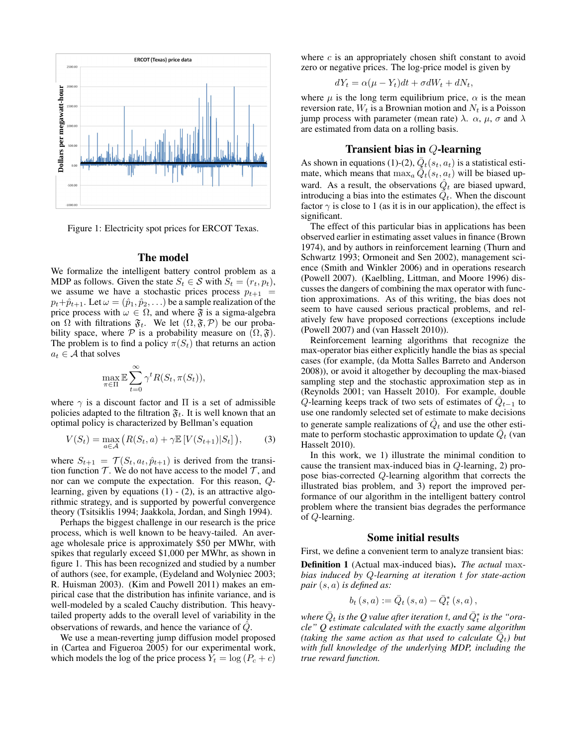Figure 1: Electricity spot prices for ERCOT Texas.

## The model

We formalize the intelligent battery control problem as a MDP as follows. Given the state $S_t \in \mathcal{S}$ with $S_t = (r_t, p_t)$, we assume we have a stochastic prices process $p_{t+1} = p_t + \hat{p}_{t+1}$. Let $\omega = (\hat{p}_1, \hat{p}_2, \ldots)$ be a sample realization of the price process with $\omega \in \Omega$, and where $\mathfrak{F}$ is a sigma-algebra on $\Omega$ with filtrations $\mathfrak{F}_t$. We let $(\Omega, \mathfrak{F}, \mathcal{P})$ be our probability space, where $\mathcal{P}$ is a probability measure on $(\Omega, \mathfrak{F})$. The problem is to find a policy $\pi(S_t)$ that returns an action $a_t \in \mathcal{A}$ that solves

$$\max_{\pi \in \Pi} \mathbb{E} \sum_{t=0}^{\infty} \gamma^t R(S_t, \pi(S_t)),$$

where $\gamma$ is a discount factor and $\Pi$ is a set of admissible policies adapted to the filtration $\mathfrak{F}_t$. It is well known that an optimal policy is characterized by Bellman's equation

$$V(S_t) = \max_{a \in \mathcal{A}} \left( R(S_t, a) + \gamma \mathbb{E} \left[ V(S_{t+1}) | S_t \right] \right), \tag{3}$$

where $S_{t+1} = \mathcal{T}(S_t, a_t, \hat{p}_{t+1})$ is derived from the transition function $\mathcal{T}$. We do not have access to the model $\mathcal{T}$, and nor can we compute the expectation. For this reason, $Q$-learning, given by equations (1) - (2), is an attractive algorithmic strategy, and is supported by powerful convergence theory (Tsitsiklis 1994; Jaakkola, Jordan, and Singh 1994).

Perhaps the biggest challenge in our research is the price process, which is well known to be heavy-tailed. An average wholesale price is approximately \$50 per MWhr, with spikes that regularly exceed \$1,000 per MWhr, as shown in figure 1. This has been recognized and studied by a number of authors (see, for example, (Eydeland and Wolyniec 2003; R. Huisman 2003). (Kim and Powell 2011) makes an empirical case that the distribution has infinite variance, and is well-modeled by a scaled Cauchy distribution. This heavy-tailed property adds to the overall level of variability in the observations of rewards, and hence the variance of $\hat{Q}$.

We use a mean-reverting jump diffusion model proposed in (Cartea and Figueroa 2005) for our experimental work, which models the log of the price process $Y_t = \log(P_c + c)$ where $c$ is an appropriately chosen shift constant to avoid zero or negative prices. The log-price model is given by

$$dY_t = \alpha(\mu - Y_t)dt + \sigma dW_t + dN_t,$$

where $\mu$ is the long term equilibrium price, $\alpha$ is the mean reversion rate, $W_t$ is a Brownian motion and $N_t$ is a Poisson jump process with parameter (mean rate) $\lambda$. $\alpha$, $\mu$, $\sigma$ and $\lambda$ are estimated from data on a rolling basis.

## Transient bias in $Q$-learning

As shown in equations (1)-(2), $\bar{Q}_t(s_t, a_t)$ is a statistical estimate, which means that $\max_a \bar{Q}_t(s_t, a_t)$ will be biased upward. As a result, the observations $\hat{Q}_t$ are biased upward, introducing a bias into the estimates $\bar{Q}_t$. When the discount factor $\gamma$ is close to 1 (as it is in our application), the effect is significant.

The effect of this particular bias in applications has been observed earlier in estimating asset values in finance (Brown 1974), and by authors in reinforcement learning (Thurn and Schwartz 1993; Ormoneit and Sen 2002), management science (Smith and Winkler 2006) and in operations research (Powell 2007). (Kaelbling, Littman, and Moore 1996) discusses the dangers of combining the max operator with function approximations. As of this writing, the bias does not seem to have caused serious practical problems, and relatively few have proposed corrections (exceptions include (Powell 2007) and (van Hasselt 2010)).

Reinforcement learning algorithms that recognize the max-operator bias either explicitly handle the bias as special cases (for example, (da Motta Salles Barreto and Anderson 2008)), or avoid it altogether by decoupling the max-biased sampling step and the stochastic approximation step as in (Reynolds 2006; van Hasselt 2010). For example, double $Q$-learning keeps track of two sets of estimates of $\bar{Q}_{t-1}$ to use one randomly selected set of estimate to make decisions to generate sample realizations of $\hat{Q}_t$ and use the other estimate to perform stochastic approximation to update $\bar{Q}_t$ (van Hasselt 2010).

In this work, we 1) illustrate the minimal condition to cause the transient max-induced bias in $Q$-learning, 2) propose bias-corrected $Q$-learning algorithm that corrects the illustrated bias problem, and 3) report the improved performance of our algorithm in the intelligent battery control problem where the transient bias degrades the performance of $Q$-learning.

## Some initial results

First, we define a convenient term to analyze transient bias:

**Definition 1** (Actual max-induced bias)**.** *The actual max-bias induced by $Q$-learning at iteration $t$ for state-action pair $(s, a)$ is defined as:*

$$b_t(s, a) := \bar{Q}_t(s, a) - \bar{Q}_t^*(s, a),$$

*where $\bar{Q}_t$ is the Q value after iteration t, and $\bar{Q}_t^*$ is the "oracle" Q estimate calculated with the exactly same algorithm (taking the same action as that used to calculate $\bar{Q}_t$) but with full knowledge of the underlying MDP, including the true reward function.*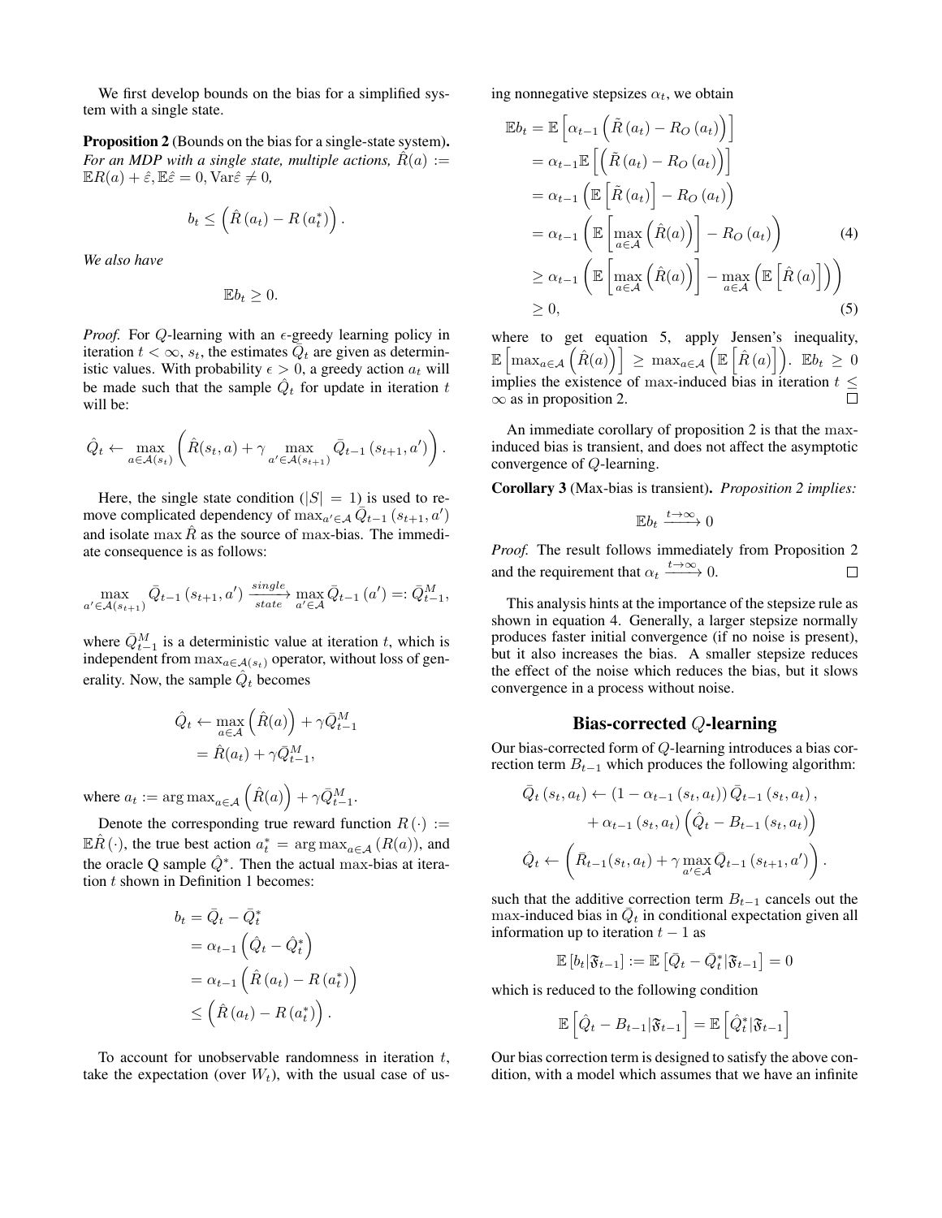We first develop bounds on the bias for a simplified system with a single state.

**Proposition 2** (Bounds on the bias for a single-state system)**.** *For an MDP with a single state, multiple actions, $\hat{R}(a) := \mathbb{E}R(a) + \hat{\varepsilon}, \mathbb{E}\hat{\varepsilon} = 0, \mathrm{Var}\hat{\varepsilon} \neq 0$,*

$$b_t \leq \left(\hat{R}\left(a_t\right) - R\left(a_t^*\right)\right).$$

*We also have*

$$\mathbb{E}b_t \geq 0.$$

*Proof.* For $Q$-learning with an $\epsilon$-greedy learning policy in iteration $t < \infty$, $s_t$, the estimates $\bar{Q}_t$ are given as deterministic values. With probability $\epsilon > 0$, a greedy action $a_t$ will be made such that the sample $\hat{Q}_t$ for update in iteration $t$ will be:

$$\hat{Q}_t \leftarrow \max_{a \in \mathcal{A}(s_t)} \left(\hat{R}(s_t, a) + \gamma \max_{a' \in \mathcal{A}(s_{t+1})} \bar{Q}_{t-1}\left(s_{t+1}, a'\right)\right).$$

Here, the single state condition ($|S| = 1$) is used to remove complicated dependency of $\max_{a' \in \mathcal{A}} \bar{Q}_{t-1}\left(s_{t+1}, a'\right)$ and isolate $\max \hat{R}$ as the source of $\max$-bias. The immediate consequence is as follows:

$$\max_{a' \in \mathcal{A}(s_{t+1})} \bar{Q}_{t-1}\left(s_{t+1}, a'\right) \xrightarrow[state]{single} \max_{a' \in \mathcal{A}} \bar{Q}_{t-1}\left(a'\right) =: \bar{Q}_{t-1}^M,$$

where $\bar{Q}_{t-1}^M$ is a deterministic value at iteration $t$, which is independent from $\max_{a \in \mathcal{A}(s_t)}$ operator, without loss of generality. Now, the sample $\hat{Q}_t$ becomes

$$\begin{aligned}
\hat{Q}_t &\leftarrow \max_{a \in \mathcal{A}} \left(\hat{R}(a)\right) + \gamma \bar{Q}_{t-1}^M \\
&= \hat{R}(a_t) + \gamma \bar{Q}_{t-1}^M,
\end{aligned}$$

where $a_t := \arg\max_{a \in \mathcal{A}} \left(\hat{R}(a)\right) + \gamma \bar{Q}_{t-1}^M$.

Denote the corresponding true reward function $R(\cdot) := \mathbb{E}\hat{R}(\cdot)$, the true best action $a_t^* = \arg\max_{a \in \mathcal{A}} \left(R(a)\right)$, and the oracle Q sample $\hat{Q}^*$. Then the actual $\max$-bias at iteration $t$ shown in Definition 1 becomes:

$$\begin{aligned}
b_t &= \bar{Q}_t - \bar{Q}_t^* \\
&= \alpha_{t-1}\left(\hat{Q}_t - \hat{Q}_t^*\right) \\
&= \alpha_{t-1}\left(\hat{R}\left(a_t\right) - R\left(a_t^*\right)\right) \\
&\leq \left(\hat{R}\left(a_t\right) - R\left(a_t^*\right)\right).
\end{aligned}$$

To account for unobservable randomness in iteration $t$, take the expectation (over $W_t$), with the usual case of using nonnegative stepsizes $\alpha_t$, we obtain

$$\begin{aligned}
\mathbb{E}b_t &= \mathbb{E}\left[\alpha_{t-1}\left(\tilde{R}\left(a_t\right) - R_O\left(a_t\right)\right)\right] \\
&= \alpha_{t-1}\mathbb{E}\left[\left(\tilde{R}\left(a_t\right) - R_O\left(a_t\right)\right)\right] \\
&= \alpha_{t-1}\left(\mathbb{E}\left[\tilde{R}\left(a_t\right)\right] - R_O\left(a_t\right)\right) \\
&= \alpha_{t-1}\left(\mathbb{E}\left[\max_{a \in \mathcal{A}}\left(\hat{R}(a)\right)\right] - R_O\left(a_t\right)\right) \qquad (4) \\
&\geq \alpha_{t-1}\left(\mathbb{E}\left[\max_{a \in \mathcal{A}}\left(\hat{R}(a)\right)\right] - \max_{a \in \mathcal{A}}\left(\mathbb{E}\left[\hat{R}\left(a\right)\right]\right)\right) \\
&\geq 0, \qquad (5)
\end{aligned}$$

where to get equation 5, apply Jensen's inequality, $\mathbb{E}\left[\max_{a \in \mathcal{A}}\left(\hat{R}(a)\right)\right] \geq \max_{a \in \mathcal{A}}\left(\mathbb{E}\left[\hat{R}\left(a\right)\right]\right)$. $\mathbb{E}b_t \geq 0$ implies the existence of $\max$-induced bias in iteration $t \leq \infty$ as in proposition 2. $\square$

An immediate corollary of proposition 2 is that the $\max$-induced bias is transient, and does not affect the asymptotic convergence of $Q$-learning.

**Corollary 3** (Max-bias is transient)**.** *Proposition 2 implies:*

$$\mathbb{E}b_t \xrightarrow{t \to \infty} 0$$

*Proof.* The result follows immediately from Proposition 2 and the requirement that $\alpha_t \xrightarrow{t \to \infty} 0$. $\square$

This analysis hints at the importance of the stepsize rule as shown in equation 4. Generally, a larger stepsize normally produces faster initial convergence (if no noise is present), but it also increases the bias. A smaller stepsize reduces the effect of the noise which reduces the bias, but it slows convergence in a process without noise.

## Bias-corrected $Q$-learning

Our bias-corrected form of $Q$-learning introduces a bias correction term $B_{t-1}$ which produces the following algorithm:

$$\begin{aligned}
\bar{Q}_t\left(s_t, a_t\right) &\leftarrow \left(1 - \alpha_{t-1}\left(s_t, a_t\right)\right)\bar{Q}_{t-1}\left(s_t, a_t\right), \\
&\quad + \alpha_{t-1}\left(s_t, a_t\right)\left(\hat{Q}_t - B_{t-1}\left(s_t, a_t\right)\right) \\
\hat{Q}_t &\leftarrow \left(\bar{R}_{t-1}(s_t, a_t) + \gamma \max_{a' \in \mathcal{A}} \bar{Q}_{t-1}\left(s_{t+1}, a'\right)\right).
\end{aligned}$$

such that the additive correction term $B_{t-1}$ cancels out the $\max$-induced bias in $\bar{Q}_t$ in conditional expectation given all information up to iteration $t-1$ as

$$\mathbb{E}\left[b_t | \mathfrak{F}_{t-1}\right] := \mathbb{E}\left[\bar{Q}_t - \bar{Q}_t^* | \mathfrak{F}_{t-1}\right] = 0$$

which is reduced to the following condition

$$\mathbb{E}\left[\hat{Q}_t - B_{t-1} | \mathfrak{F}_{t-1}\right] = \mathbb{E}\left[\hat{Q}_t^* | \mathfrak{F}_{t-1}\right]$$

Our bias correction term is designed to satisfy the above condition, with a model which assumes that we have an infinite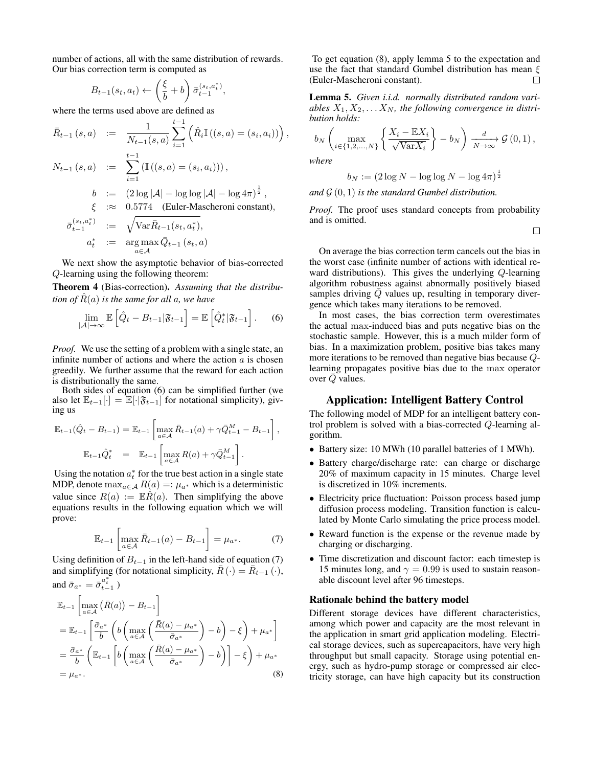number of actions, all with the same distribution of rewards. Our bias correction term is computed as

$$B_{t-1}(s_t, a_t) \leftarrow \left(\frac{\xi}{b} + b\right) \bar{\sigma}_{t-1}^{(s_t, a_t^*)},$$

where the terms used above are defined as

$$
\begin{aligned}
\bar{R}_{t-1}(s, a) &:= \frac{1}{N_{t-1}(s, a)} \sum_{i=1}^{t-1} \left( \hat{R}_i \mathbb{I}\left((s, a) = (s_i, a_i)\right) \right), \\
N_{t-1}(s, a) &:= \sum_{i=1}^{t-1} \left( \mathbb{I}\left((s, a) = (s_i, a_i)\right) \right), \\
b &:= \left(2 \log |\mathcal{A}| - \log \log |\mathcal{A}| - \log 4\pi\right)^{\frac{1}{2}}, \\
\xi &:\approx 0.5774 \quad \text{(Euler-Mascheroni constant)}, \\
\bar{\sigma}_{t-1}^{(s_t, a_t^*)} &:= \sqrt{\mathrm{Var} \bar{R}_{t-1}(s_t, a_t^*)}, \\
a_t^* &:= \arg\max_{a \in \mathcal{A}} \bar{Q}_{t-1}(s_t, a)
\end{aligned}
$$

We next show the asymptotic behavior of bias-corrected $Q$-learning using the following theorem:

**Theorem 4** (Bias-correction). *Assuming that the distribution of $\hat{R}(a)$ is the same for all $a$, we have*

$$\lim_{|\mathcal{A}| \to \infty} \mathbb{E}\left[\hat{Q}_t - B_{t-1} | \mathfrak{F}_{t-1}\right] = \mathbb{E}\left[\hat{Q}_t^* | \mathfrak{F}_{t-1}\right]. \quad (6)$$

*Proof.* We use the setting of a problem with a single state, an infinite number of actions and where the action $a$ is chosen greedily. We further assume that the reward for each action is distributionally the same.

Both sides of equation (6) can be simplified further (we also let $\mathbb{E}_{t-1}[\cdot] = \mathbb{E}[\cdot|\mathfrak{F}_{t-1}]$ for notational simplicity), giving us

$$\mathbb{E}_{t-1}(\hat{Q}_t - B_{t-1}) = \mathbb{E}_{t-1}\left[\max_{a \in \mathcal{A}} \bar{R}_{t-1}(a) + \gamma \bar{Q}_{t-1}^M - B_{t-1}\right],$$

$$\mathbb{E}_{t-1}\hat{Q}_t^* = \mathbb{E}_{t-1}\left[\max_{a \in \mathcal{A}} R(a) + \gamma \bar{Q}_{t-1}^M\right].$$

Using the notation $a_t^*$ for the true best action in a single state MDP, denote $\max_{a \in \mathcal{A}} R(a) =: \mu_{a^*}$ which is a deterministic value since $R(a) := \mathbb{E}\hat{R}(a)$. Then simplifying the above equations results in the following equation which we will prove:

$$\mathbb{E}_{t-1}\left[\max_{a \in \mathcal{A}} \bar{R}_{t-1}(a) - B_{t-1}\right] = \mu_{a^*}. \quad (7)$$

Using definition of $B_{t-1}$ in the left-hand side of equation (7) and simplifying (for notational simplicity, $\bar{R}(\cdot) = \bar{R}_{t-1}(\cdot)$, and $\bar{\sigma}_{a^*} = \bar{\sigma}_{t-1}^{a_t^*}$)

$$
\begin{aligned}
&\mathbb{E}_{t-1}\left[\max_{a \in \mathcal{A}} \left(\bar{R}(a)\right) - B_{t-1}\right] \\
&= \mathbb{E}_{t-1}\left[\frac{\bar{\sigma}_{a^*}}{b}\left(b\left(\max_{a \in \mathcal{A}}\left(\frac{\bar{R}(a) - \mu_{a^*}}{\bar{\sigma}_{a^*}}\right) - b\right) - \xi\right) + \mu_{a^*}\right] \\
&= \frac{\bar{\sigma}_{a^*}}{b}\left(\mathbb{E}_{t-1}\left[b\left(\max_{a \in \mathcal{A}}\left(\frac{\bar{R}(a) - \mu_{a^*}}{\bar{\sigma}_{a^*}}\right) - b\right)\right] - \xi\right) + \mu_{a^*} \\
&= \mu_{a^*}. \quad (8)
\end{aligned}
$$

To get equation (8), apply lemma 5 to the expectation and use the fact that standard Gumbel distribution has mean $\xi$ (Euler-Mascheroni constant). ☐

**Lemma 5.** *Given i.i.d. normally distributed random variables $X_1, X_2, \ldots X_N$, the following convergence in distribution holds:*

$$b_N\left(\max_{i \in \{1,2,\ldots,N\}}\left\{\frac{X_i - \mathbb{E}X_i}{\sqrt{\mathrm{Var}X_i}}\right\} - b_N\right) \xrightarrow[N \to \infty]{d} \mathcal{G}(0, 1),$$

*where*

$$b_N := \left(2 \log N - \log \log N - \log 4\pi\right)^{\frac{1}{2}}$$

*and $\mathcal{G}(0, 1)$ is the standard Gumbel distribution.*

*Proof.* The proof uses standard concepts from probability and is omitted. ☐

On average the bias correction term cancels out the bias in the worst case (infinite number of actions with identical reward distributions). This gives the underlying $Q$-learning algorithm robustness against abnormally positively biased samples driving $\bar{Q}$ values up, resulting in temporary divergence which takes many iterations to be removed.

In most cases, the bias correction term overestimates the actual max-induced bias and puts negative bias on the stochastic sample. However, this is a much milder form of bias. In a maximization problem, positive bias takes many more iterations to be removed than negative bias because $Q$-learning propagates positive bias due to the max operator over $\bar{Q}$ values.

## Application: Intelligent Battery Control

The following model of MDP for an intelligent battery control problem is solved with a bias-corrected $Q$-learning algorithm.

- Battery size: 10 MWh (10 parallel batteries of 1 MWh).
- Battery charge/discharge rate: can charge or discharge 20% of maximum capacity in 15 minutes. Charge level is discretized in 10% increments.
- Electricity price fluctuation: Poisson process based jump diffusion process modeling. Transition function is calculated by Monte Carlo simulating the price process model.
- Reward function is the expense or the revenue made by charging or discharging.
- Time discretization and discount factor: each timestep is 15 minutes long, and $\gamma = 0.99$ is used to sustain reasonable discount level after 96 timesteps.

### Rationale behind the battery model

Different storage devices have different characteristics, among which power and capacity are the most relevant in the application in smart grid application modeling. Electrical storage devices, such as supercapacitors, have very high throughput but small capacity. Storage using potential energy, such as hydro-pump storage or compressed air electricity storage, can have high capacity but its construction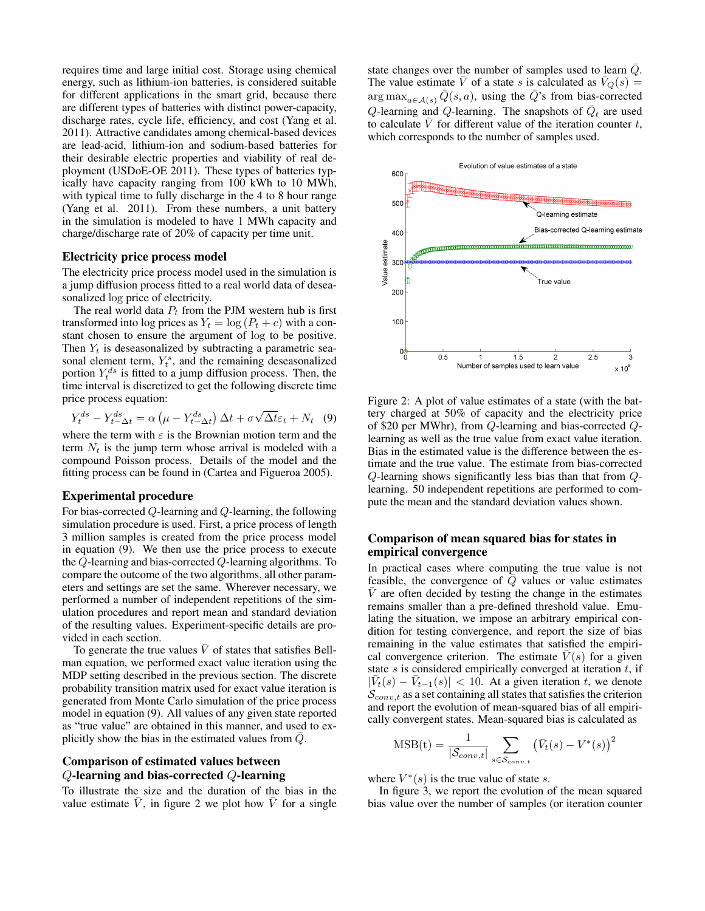requires time and large initial cost. Storage using chemical energy, such as lithium-ion batteries, is considered suitable for different applications in the smart grid, because there are different types of batteries with distinct power-capacity, discharge rates, cycle life, efficiency, and cost (Yang et al. 2011). Attractive candidates among chemical-based devices are lead-acid, lithium-ion and sodium-based batteries for their desirable electric properties and viability of real deployment (USDoE-OE 2011). These types of batteries typically have capacity ranging from 100 kWh to 10 MWh, with typical time to fully discharge in the 4 to 8 hour range (Yang et al. 2011). From these numbers, a unit battery in the simulation is modeled to have 1 MWh capacity and charge/discharge rate of 20% of capacity per time unit.

### Electricity price process model

The electricity price process model used in the simulation is a jump diffusion process fitted to a real world data of deseasonalized log price of electricity.

The real world data $P_t$ from the PJM western hub is first transformed into log prices as $Y_t = \log(P_t + c)$ with a constant chosen to ensure the argument of log to be positive. Then $Y_t$ is deseasonalized by subtracting a parametric seasonal element term, $Y_t^s$, and the remaining deseasonalized portion $Y_t^{ds}$ is fitted to a jump diffusion process. Then, the time interval is discretized to get the following discrete time price process equation:

$$Y_t^{ds} - Y_{t-\Delta t}^{ds} = \alpha\left(\mu - Y_{t-\Delta t}^{ds}\right)\Delta t + \sigma\sqrt{\Delta t}\varepsilon_t + N_t \quad (9)$$

where the term with $\varepsilon$ is the Brownian motion term and the term $N_t$ is the jump term whose arrival is modeled with a compound Poisson process. Details of the model and the fitting process can be found in (Cartea and Figueroa 2005).

### Experimental procedure

For bias-corrected $Q$-learning and $Q$-learning, the following simulation procedure is used. First, a price process of length 3 million samples is created from the price process model in equation (9). We then use the price process to execute the $Q$-learning and bias-corrected $Q$-learning algorithms. To compare the outcome of the two algorithms, all other parameters and settings are set the same. Wherever necessary, we performed a number of independent repetitions of the simulation procedures and report mean and standard deviation of the resulting values. Experiment-specific details are provided in each section.

To generate the true values $\bar{V}$ of states that satisfies Bellman equation, we performed exact value iteration using the MDP setting described in the previous section. The discrete probability transition matrix used for exact value iteration is generated from Monte Carlo simulation of the price process model in equation (9). All values of any given state reported as "true value" are obtained in this manner, and used to explicitly show the bias in the estimated values from $\bar{Q}$.

### Comparison of estimated values between $Q$-learning and bias-corrected $Q$-learning

To illustrate the size and the duration of the bias in the value estimate $\bar{V}$, in figure 2 we plot how $\bar{V}$ for a single state changes over the number of samples used to learn $\bar{Q}$. The value estimate $\bar{V}$ of a state $s$ is calculated as $\bar{V}_Q(s) = \arg\max_{a\in\mathcal{A}(s)} \bar{Q}(s,a)$, using the $\bar{Q}$'s from bias-corrected $Q$-learning and $Q$-learning. The snapshots of $\bar{Q}_t$ are used to calculate $\bar{V}$ for different value of the iteration counter $t$, which corresponds to the number of samples used.

Figure 2: A plot of value estimates of a state (with the battery charged at 50% of capacity and the electricity price of \$20 per MWhr), from $Q$-learning and bias-corrected $Q$-learning as well as the true value from exact value iteration. Bias in the estimated value is the difference between the estimate and the true value. The estimate from bias-corrected $Q$-learning shows significantly less bias than that from $Q$-learning. 50 independent repetitions are performed to compute the mean and the standard deviation values shown.

### Comparison of mean squared bias for states in empirical convergence

In practical cases where computing the true value is not feasible, the convergence of $\bar{Q}$ values or value estimates $\bar{V}$ are often decided by testing the change in the estimates remains smaller than a pre-defined threshold value. Emulating the situation, we impose an arbitrary empirical condition for testing convergence, and report the size of bias remaining in the value estimates that satisfied the empirical convergence criterion. The estimate $\bar{V}(s)$ for a given state $s$ is considered converged empirically at iteration $t$, if $|\bar{V}_t(s) - \bar{V}_{t-1}(s)| < 10$. At a given iteration $t$, we denote $\mathcal{S}_{conv,t}$ as a set containing all states that satisfies the criterion and report the evolution of mean-squared bias of all empirically convergent states. Mean-squared bias is calculated as

$$\text{MSB(t)} = \frac{1}{|\mathcal{S}_{conv,t}|}\sum_{s\in\mathcal{S}_{conv,t}}\left(\bar{V}_t(s) - V^*(s)\right)^2$$

where $V^*(s)$ is the true value of state $s$.

In figure 3, we report the evolution of the mean squared bias value over the number of samples (or iteration counter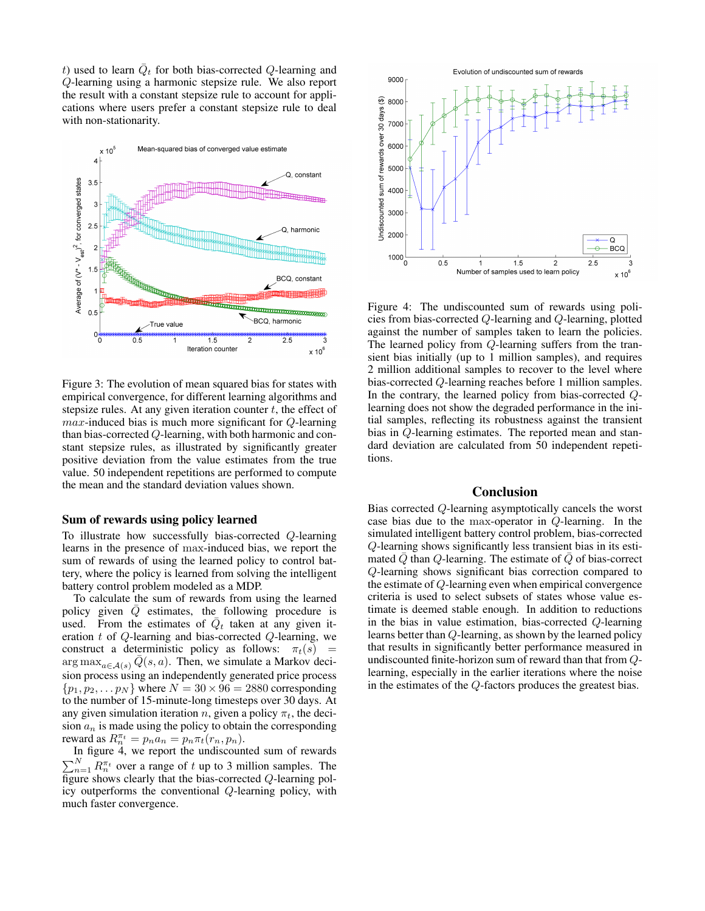$t$) used to learn $\bar{Q}_t$ for both bias-corrected $Q$-learning and $Q$-learning using a harmonic stepsize rule. We also report the result with a constant stepsize rule to account for applications where users prefer a constant stepsize rule to deal with non-stationarity.

Figure 3: The evolution of mean squared bias for states with empirical convergence, for different learning algorithms and stepsize rules. At any given iteration counter $t$, the effect of $max$-induced bias is much more significant for $Q$-learning than bias-corrected $Q$-learning, with both harmonic and constant stepsize rules, as illustrated by significantly greater positive deviation from the value estimates from the true value. 50 independent repetitions are performed to compute the mean and the standard deviation values shown.

## Sum of rewards using policy learned

To illustrate how successfully bias-corrected $Q$-learning learns in the presence of max-induced bias, we report the sum of rewards of using the learned policy to control battery, where the policy is learned from solving the intelligent battery control problem modeled as a MDP.

To calculate the sum of rewards from using the learned policy given $\bar{Q}$ estimates, the following procedure is used. From the estimates of $\bar{Q}_t$ taken at any given iteration $t$ of $Q$-learning and bias-corrected $Q$-learning, we construct a deterministic policy as follows: $\pi_t(s) = \arg\max_{a \in \mathcal{A}(s)} \bar{Q}(s,a)$. Then, we simulate a Markov decision process using an independently generated price process $\{p_1, p_2, \ldots p_N\}$ where $N = 30 \times 96 = 2880$ corresponding to the number of 15-minute-long timesteps over 30 days. At any given simulation iteration $n$, given a policy $\pi_t$, the decision $a_n$ is made using the policy to obtain the corresponding reward as $R_n^{\pi_t} = p_n a_n = p_n \pi_t(r_n, p_n)$.

In figure 4, we report the undiscounted sum of rewards $\sum_{n=1}^{N} R_n^{\pi_t}$ over a range of $t$ up to 3 million samples. The figure shows clearly that the bias-corrected $Q$-learning policy outperforms the conventional $Q$-learning policy, with much faster convergence.

Figure 4: The undiscounted sum of rewards using policies from bias-corrected $Q$-learning and $Q$-learning, plotted against the number of samples taken to learn the policies. The learned policy from $Q$-learning suffers from the transient bias initially (up to 1 million samples), and requires 2 million additional samples to recover to the level where bias-corrected $Q$-learning reaches before 1 million samples. In the contrary, the learned policy from bias-corrected $Q$-learning does not show the degraded performance in the initial samples, reflecting its robustness against the transient bias in $Q$-learning estimates. The reported mean and standard deviation are calculated from 50 independent repetitions.

## Conclusion

Bias corrected $Q$-learning asymptotically cancels the worst case bias due to the max-operator in $Q$-learning. In the simulated intelligent battery control problem, bias-corrected $Q$-learning shows significantly less transient bias in its estimated $\bar{Q}$ than $Q$-learning. The estimate of $\bar{Q}$ of bias-correct $Q$-learning shows significant bias correction compared to the estimate of $Q$-learning even when empirical convergence criteria is used to select subsets of states whose value estimate is deemed stable enough. In addition to reductions in the bias in value estimation, bias-corrected $Q$-learning learns better than $Q$-learning, as shown by the learned policy that results in significantly better performance measured in undiscounted finite-horizon sum of reward than that from $Q$-learning, especially in the earlier iterations where the noise in the estimates of the $Q$-factors produces the greatest bias.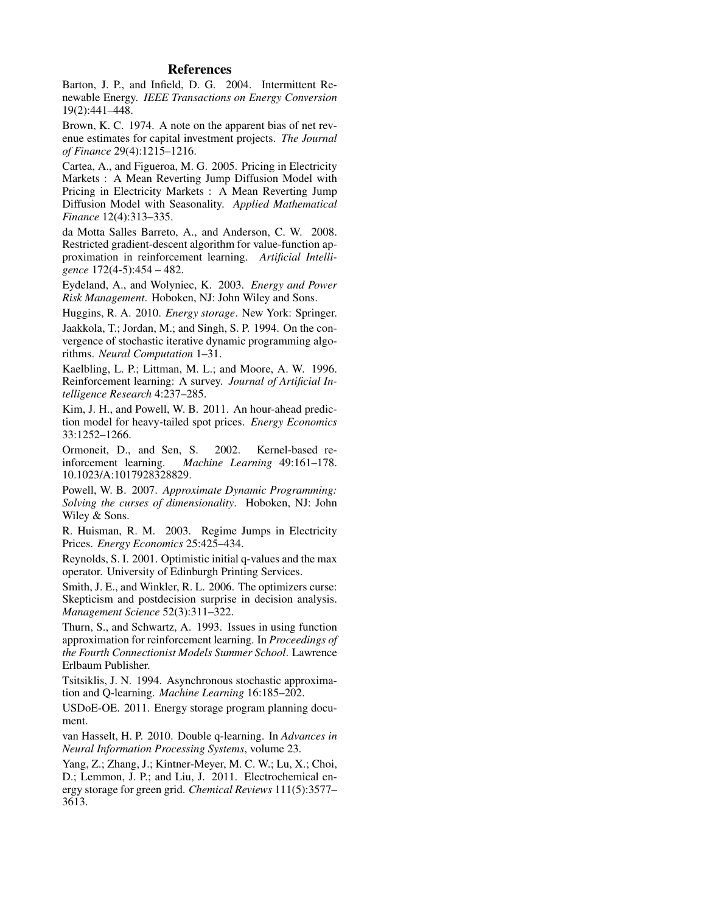## References

Barton, J. P., and Infield, D. G. 2004. Intermittent Renewable Energy. *IEEE Transactions on Energy Conversion* 19(2):441–448.

Brown, K. C. 1974. A note on the apparent bias of net revenue estimates for capital investment projects. *The Journal of Finance* 29(4):1215–1216.

Cartea, A., and Figueroa, M. G. 2005. Pricing in Electricity Markets : A Mean Reverting Jump Diffusion Model with Pricing in Electricity Markets : A Mean Reverting Jump Diffusion Model with Seasonality. *Applied Mathematical Finance* 12(4):313–335.

da Motta Salles Barreto, A., and Anderson, C. W. 2008. Restricted gradient-descent algorithm for value-function approximation in reinforcement learning. *Artificial Intelligence* 172(4-5):454 – 482.

Eydeland, A., and Wolyniec, K. 2003. *Energy and Power Risk Management*. Hoboken, NJ: John Wiley and Sons.

Huggins, R. A. 2010. *Energy storage*. New York: Springer.

Jaakkola, T.; Jordan, M.; and Singh, S. P. 1994. On the convergence of stochastic iterative dynamic programming algorithms. *Neural Computation* 1–31.

Kaelbling, L. P.; Littman, M. L.; and Moore, A. W. 1996. Reinforcement learning: A survey. *Journal of Artificial Intelligence Research* 4:237–285.

Kim, J. H., and Powell, W. B. 2011. An hour-ahead prediction model for heavy-tailed spot prices. *Energy Economics* 33:1252–1266.

Ormoneit, D., and Sen, S. 2002. Kernel-based reinforcement learning. *Machine Learning* 49:161–178. 10.1023/A:1017928328829.

Powell, W. B. 2007. *Approximate Dynamic Programming: Solving the curses of dimensionality*. Hoboken, NJ: John Wiley & Sons.

R. Huisman, R. M. 2003. Regime Jumps in Electricity Prices. *Energy Economics* 25:425–434.

Reynolds, S. I. 2001. Optimistic initial q-values and the max operator. University of Edinburgh Printing Services.

Smith, J. E., and Winkler, R. L. 2006. The optimizers curse: Skepticism and postdecision surprise in decision analysis. *Management Science* 52(3):311–322.

Thurn, S., and Schwartz, A. 1993. Issues in using function approximation for reinforcement learning. In *Proceedings of the Fourth Connectionist Models Summer School*. Lawrence Erlbaum Publisher.

Tsitsiklis, J. N. 1994. Asynchronous stochastic approximation and Q-learning. *Machine Learning* 16:185–202.

USDoE-OE. 2011. Energy storage program planning document.

van Hasselt, H. P. 2010. Double q-learning. In *Advances in Neural Information Processing Systems*, volume 23.

Yang, Z.; Zhang, J.; Kintner-Meyer, M. C. W.; Lu, X.; Choi, D.; Lemmon, J. P.; and Liu, J. 2011. Electrochemical energy storage for green grid. *Chemical Reviews* 111(5):3577–3613.